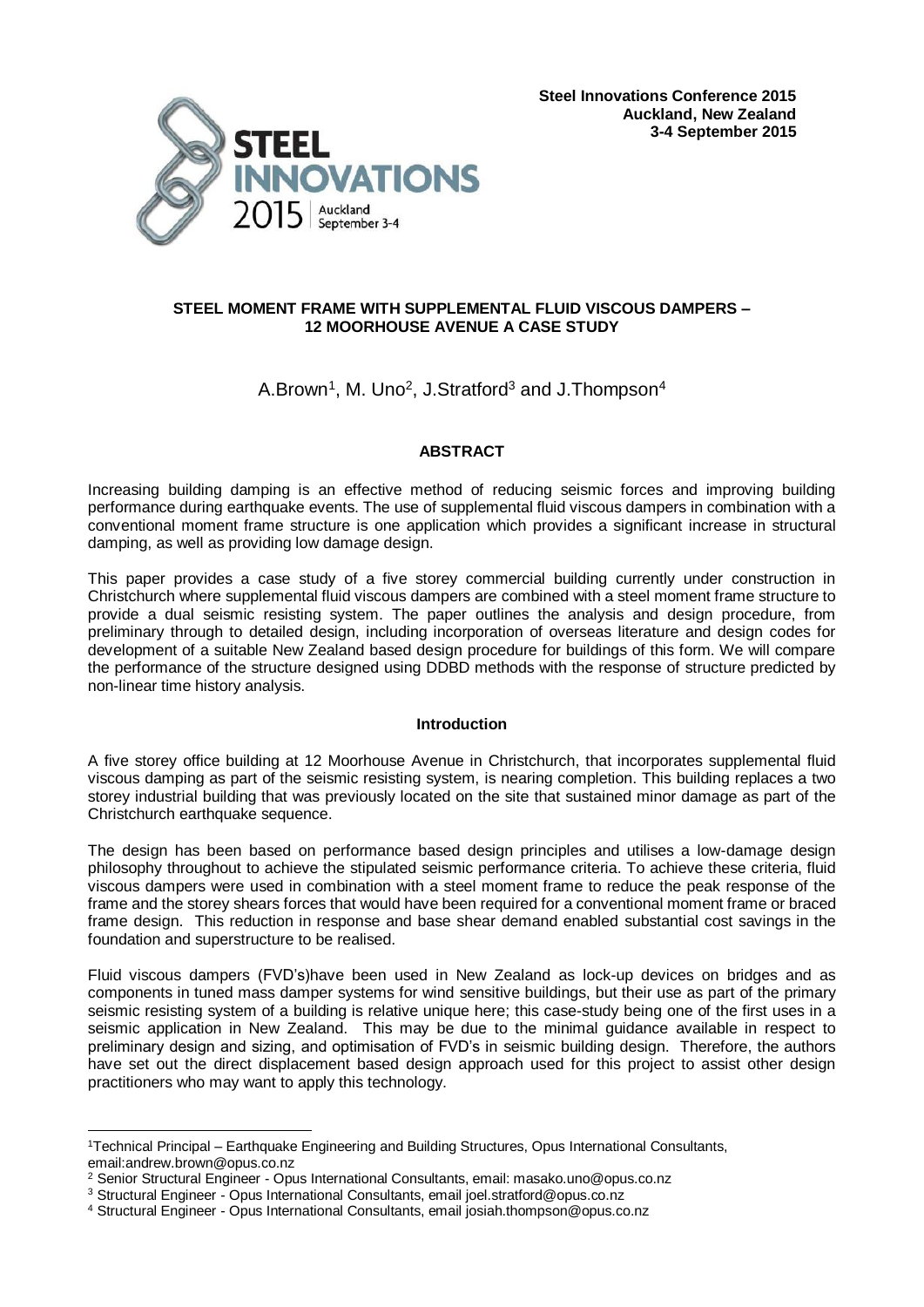**Steel Innovations Conference 2015**
**Auckland, New Zealand**
**3-4 September 2015**

# STEEL MOMENT FRAME WITH SUPPLEMENTAL FLUID VISCOUS DAMPERS – 12 MOORHOUSE AVENUE A CASE STUDY

A.Brown[1], M. Uno[2], J.Stratford[3] and J.Thompson[4]

## ABSTRACT

Increasing building damping is an effective method of reducing seismic forces and improving building performance during earthquake events. The use of supplemental fluid viscous dampers in combination with a conventional moment frame structure is one application which provides a significant increase in structural damping, as well as providing low damage design.

This paper provides a case study of a five storey commercial building currently under construction in Christchurch where supplemental fluid viscous dampers are combined with a steel moment frame structure to provide a dual seismic resisting system. The paper outlines the analysis and design procedure, from preliminary through to detailed design, including incorporation of overseas literature and design codes for development of a suitable New Zealand based design procedure for buildings of this form. We will compare the performance of the structure designed using DDBD methods with the response of structure predicted by non-linear time history analysis.

## Introduction

A five storey office building at 12 Moorhouse Avenue in Christchurch, that incorporates supplemental fluid viscous damping as part of the seismic resisting system, is nearing completion. This building replaces a two storey industrial building that was previously located on the site that sustained minor damage as part of the Christchurch earthquake sequence.

The design has been based on performance based design principles and utilises a low-damage design philosophy throughout to achieve the stipulated seismic performance criteria. To achieve these criteria, fluid viscous dampers were used in combination with a steel moment frame to reduce the peak response of the frame and the storey shears forces that would have been required for a conventional moment frame or braced frame design. This reduction in response and base shear demand enabled substantial cost savings in the foundation and superstructure to be realised.

Fluid viscous dampers (FVD's)have been used in New Zealand as lock-up devices on bridges and as components in tuned mass damper systems for wind sensitive buildings, but their use as part of the primary seismic resisting system of a building is relative unique here; this case-study being one of the first uses in a seismic application in New Zealand. This may be due to the minimal guidance available in respect to preliminary design and sizing, and optimisation of FVD's in seismic building design. Therefore, the authors have set out the direct displacement based design approach used for this project to assist other design practitioners who may want to apply this technology.

---

[1] Technical Principal – Earthquake Engineering and Building Structures, Opus International Consultants, email:andrew.brown@opus.co.nz

[2] Senior Structural Engineer - Opus International Consultants, email: masako.uno@opus.co.nz

[3] Structural Engineer - Opus International Consultants, email joel.stratford@opus.co.nz

[4] Structural Engineer - Opus International Consultants, email josiah.thompson@opus.co.nz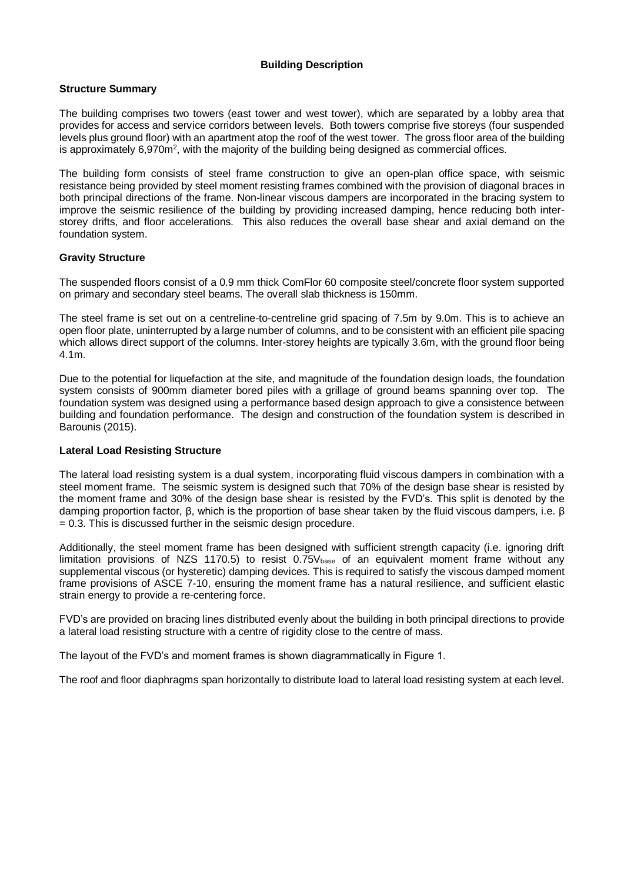# Building Description

## Structure Summary

The building comprises two towers (east tower and west tower), which are separated by a lobby area that provides for access and service corridors between levels. Both towers comprise five storeys (four suspended levels plus ground floor) with an apartment atop the roof of the west tower. The gross floor area of the building is approximately 6,970m$^2$, with the majority of the building being designed as commercial offices.

The building form consists of steel frame construction to give an open-plan office space, with seismic resistance being provided by steel moment resisting frames combined with the provision of diagonal braces in both principal directions of the frame. Non-linear viscous dampers are incorporated in the bracing system to improve the seismic resilience of the building by providing increased damping, hence reducing both inter-storey drifts, and floor accelerations. This also reduces the overall base shear and axial demand on the foundation system.

## Gravity Structure

The suspended floors consist of a 0.9 mm thick ComFlor 60 composite steel/concrete floor system supported on primary and secondary steel beams. The overall slab thickness is 150mm.

The steel frame is set out on a centreline-to-centreline grid spacing of 7.5m by 9.0m. This is to achieve an open floor plate, uninterrupted by a large number of columns, and to be consistent with an efficient pile spacing which allows direct support of the columns. Inter-storey heights are typically 3.6m, with the ground floor being 4.1m.

Due to the potential for liquefaction at the site, and magnitude of the foundation design loads, the foundation system consists of 900mm diameter bored piles with a grillage of ground beams spanning over top. The foundation system was designed using a performance based design approach to give a consistence between building and foundation performance. The design and construction of the foundation system is described in Barounis (2015).

## Lateral Load Resisting Structure

The lateral load resisting system is a dual system, incorporating fluid viscous dampers in combination with a steel moment frame. The seismic system is designed such that 70% of the design base shear is resisted by the moment frame and 30% of the design base shear is resisted by the FVD's. This split is denoted by the damping proportion factor, β, which is the proportion of base shear taken by the fluid viscous dampers, i.e. $\beta = 0.3$. This is discussed further in the seismic design procedure.

Additionally, the steel moment frame has been designed with sufficient strength capacity (i.e. ignoring drift limitation provisions of NZS 1170.5) to resist $0.75V_{base}$ of an equivalent moment frame without any supplemental viscous (or hysteretic) damping devices. This is required to satisfy the viscous damped moment frame provisions of ASCE 7-10, ensuring the moment frame has a natural resilience, and sufficient elastic strain energy to provide a re-centering force.

FVD's are provided on bracing lines distributed evenly about the building in both principal directions to provide a lateral load resisting structure with a centre of rigidity close to the centre of mass.

The layout of the FVD's and moment frames is shown diagrammatically in Figure 1.

The roof and floor diaphragms span horizontally to distribute load to lateral load resisting system at each level.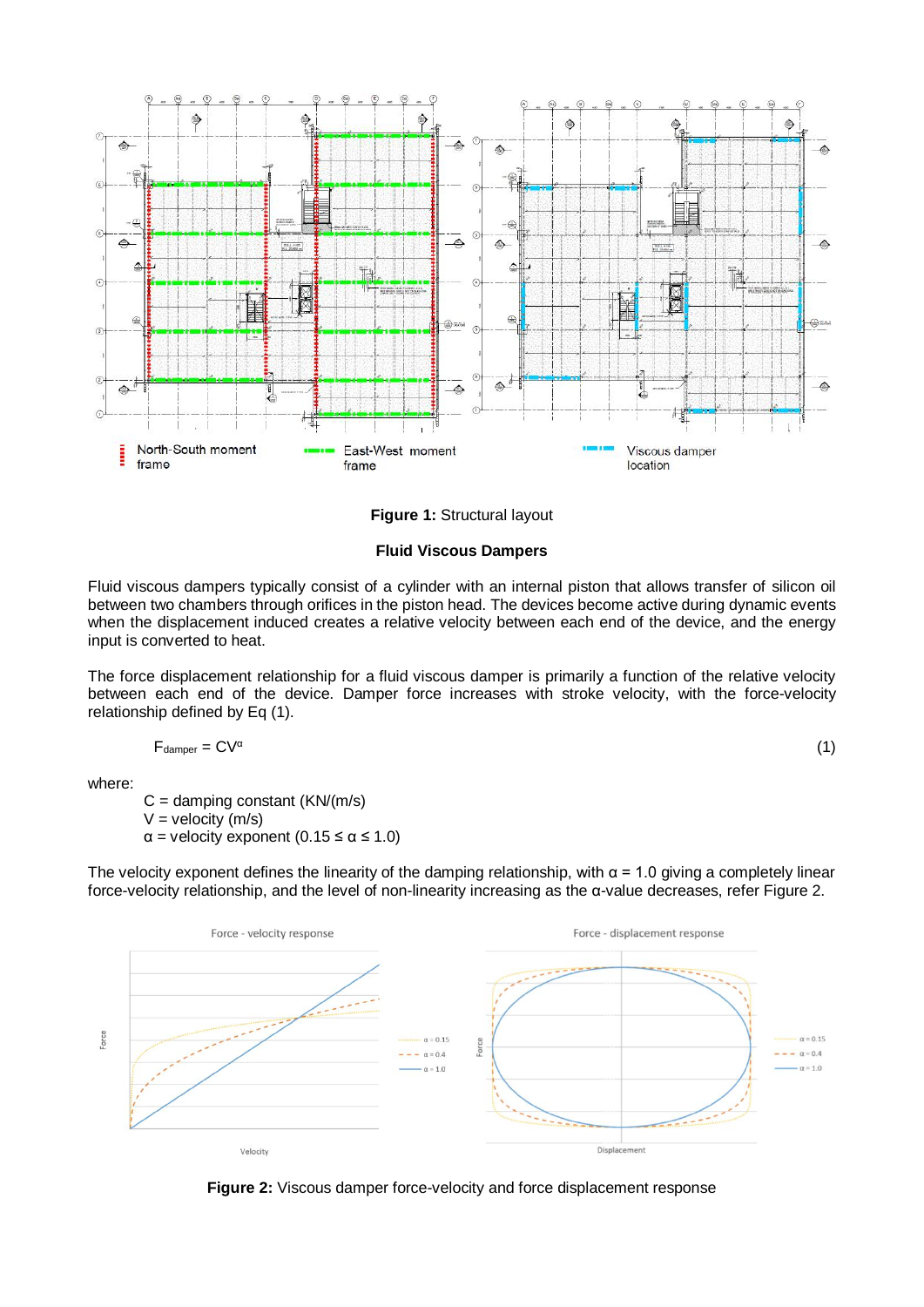Figure 1: Structural layout

### Fluid Viscous Dampers

Fluid viscous dampers typically consist of a cylinder with an internal piston that allows transfer of silicon oil between two chambers through orifices in the piston head. The devices become active during dynamic events when the displacement induced creates a relative velocity between each end of the device, and the energy input is converted to heat.

The force displacement relationship for a fluid viscous damper is primarily a function of the relative velocity between each end of the device. Damper force increases with stroke velocity, with the force-velocity relationship defined by Eq (1).

$$F_{damper} = CV^{\alpha} \tag{1}$$

where:

- $C$ = damping constant (KN/(m/s))
- $V$ = velocity (m/s)
- $\alpha$ = velocity exponent ($0.15 \leq \alpha \leq 1.0$)

The velocity exponent defines the linearity of the damping relationship, with $\alpha = 1.0$ giving a completely linear force-velocity relationship, and the level of non-linearity increasing as the α-value decreases, refer Figure 2.

Figure 2: Viscous damper force-velocity and force displacement response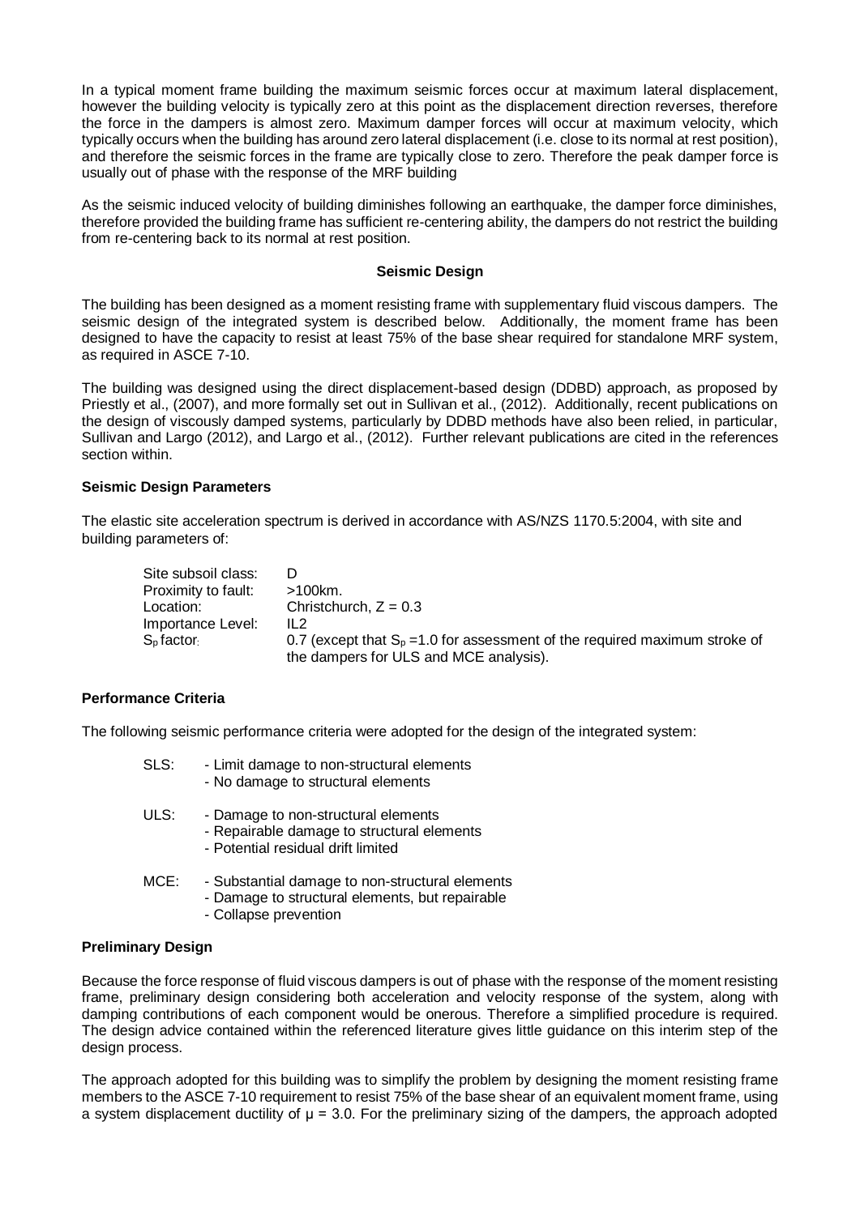In a typical moment frame building the maximum seismic forces occur at maximum lateral displacement, however the building velocity is typically zero at this point as the displacement direction reverses, therefore the force in the dampers is almost zero. Maximum damper forces will occur at maximum velocity, which typically occurs when the building has around zero lateral displacement (i.e. close to its normal at rest position), and therefore the seismic forces in the frame are typically close to zero. Therefore the peak damper force is usually out of phase with the response of the MRF building

As the seismic induced velocity of building diminishes following an earthquake, the damper force diminishes, therefore provided the building frame has sufficient re-centering ability, the dampers do not restrict the building from re-centering back to its normal at rest position.

## Seismic Design

The building has been designed as a moment resisting frame with supplementary fluid viscous dampers. The seismic design of the integrated system is described below. Additionally, the moment frame has been designed to have the capacity to resist at least 75% of the base shear required for standalone MRF system, as required in ASCE 7-10.

The building was designed using the direct displacement-based design (DDBD) approach, as proposed by Priestly et al., (2007), and more formally set out in Sullivan et al., (2012). Additionally, recent publications on the design of viscously damped systems, particularly by DDBD methods have also been relied, in particular, Sullivan and Largo (2012), and Largo et al., (2012). Further relevant publications are cited in the references section within.

### Seismic Design Parameters

The elastic site acceleration spectrum is derived in accordance with AS/NZS 1170.5:2004, with site and building parameters of:

- Site subsoil class: D
- Proximity to fault: >100km.
- Location: Christchurch, $Z = 0.3$
- Importance Level: IL2
- $S_p$ factor: 0.7 (except that $S_p = 1.0$ for assessment of the required maximum stroke of the dampers for ULS and MCE analysis).

### Performance Criteria

The following seismic performance criteria were adopted for the design of the integrated system:

SLS:
- Limit damage to non-structural elements
- No damage to structural elements

ULS:
- Damage to non-structural elements
- Repairable damage to structural elements
- Potential residual drift limited

MCE:
- Substantial damage to non-structural elements
- Damage to structural elements, but repairable
- Collapse prevention

### Preliminary Design

Because the force response of fluid viscous dampers is out of phase with the response of the moment resisting frame, preliminary design considering both acceleration and velocity response of the system, along with damping contributions of each component would be onerous. Therefore a simplified procedure is required. The design advice contained within the referenced literature gives little guidance on this interim step of the design process.

The approach adopted for this building was to simplify the problem by designing the moment resisting frame members to the ASCE 7-10 requirement to resist 75% of the base shear of an equivalent moment frame, using a system displacement ductility of $\mu = 3.0$. For the preliminary sizing of the dampers, the approach adopted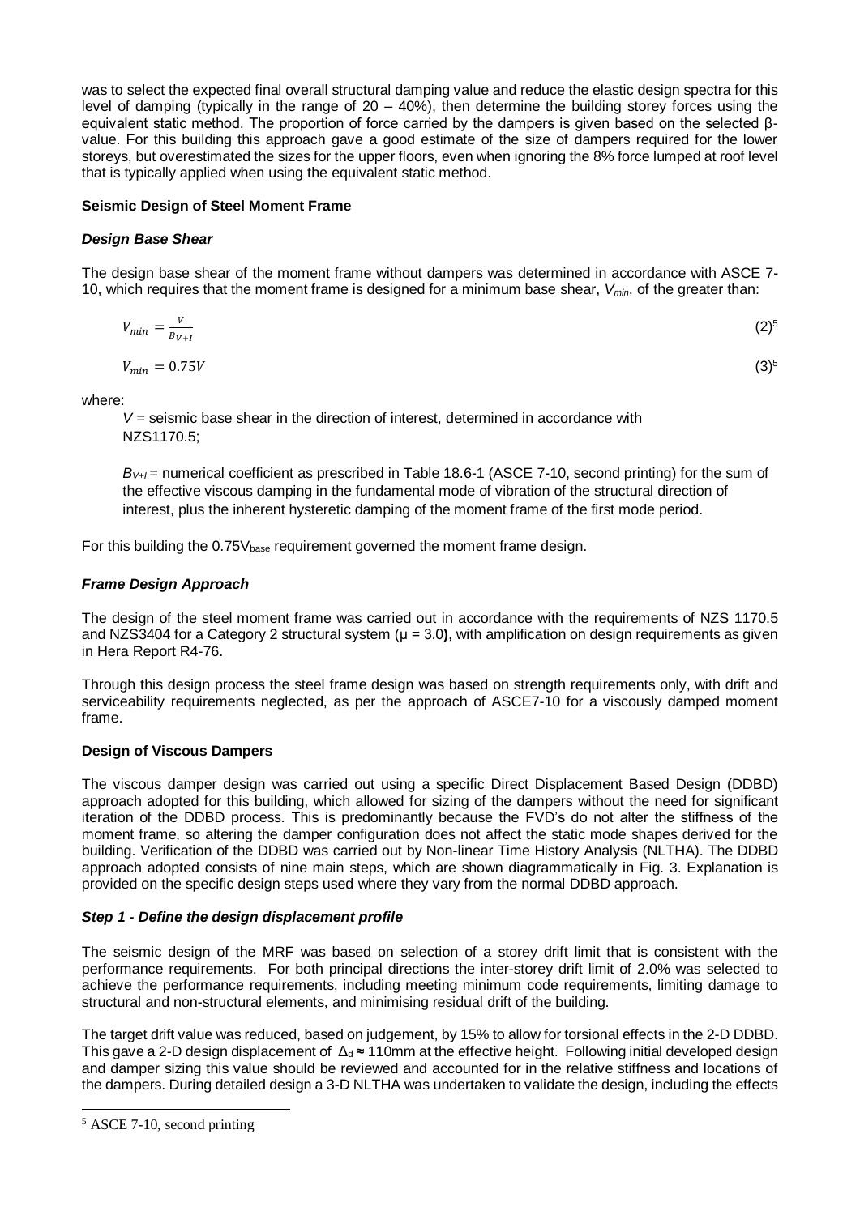was to select the expected final overall structural damping value and reduce the elastic design spectra for this level of damping (typically in the range of 20 – 40%), then determine the building storey forces using the equivalent static method. The proportion of force carried by the dampers is given based on the selected β-value. For this building this approach gave a good estimate of the size of dampers required for the lower storeys, but overestimated the sizes for the upper floors, even when ignoring the 8% force lumped at roof level that is typically applied when using the equivalent static method.

**Seismic Design of Steel Moment Frame**

***Design Base Shear***

The design base shear of the moment frame without dampers was determined in accordance with ASCE 7-10, which requires that the moment frame is designed for a minimum base shear, $V_{min}$, of the greater than:

$$V_{min} = \frac{V}{B_{V+I}} \quad (2)^{5}$$

$$V_{min} = 0.75V \quad (3)^{5}$$

where:

$V$ = seismic base shear in the direction of interest, determined in accordance with NZS1170.5;

$B_{V+I}$ = numerical coefficient as prescribed in Table 18.6-1 (ASCE 7-10, second printing) for the sum of the effective viscous damping in the fundamental mode of vibration of the structural direction of interest, plus the inherent hysteretic damping of the moment frame of the first mode period.

For this building the $0.75V_{base}$ requirement governed the moment frame design.

***Frame Design Approach***

The design of the steel moment frame was carried out in accordance with the requirements of NZS 1170.5 and NZS3404 for a Category 2 structural system (μ = 3.0**)**, with amplification on design requirements as given in Hera Report R4-76.

Through this design process the steel frame design was based on strength requirements only, with drift and serviceability requirements neglected, as per the approach of ASCE7-10 for a viscously damped moment frame.

**Design of Viscous Dampers**

The viscous damper design was carried out using a specific Direct Displacement Based Design (DDBD) approach adopted for this building, which allowed for sizing of the dampers without the need for significant iteration of the DDBD process. This is predominantly because the FVD's do not alter the stiffness of the moment frame, so altering the damper configuration does not affect the static mode shapes derived for the building. Verification of the DDBD was carried out by Non-linear Time History Analysis (NLTHA). The DDBD approach adopted consists of nine main steps, which are shown diagrammatically in Fig. 3. Explanation is provided on the specific design steps used where they vary from the normal DDBD approach.

***Step 1 - Define the design displacement profile***

The seismic design of the MRF was based on selection of a storey drift limit that is consistent with the performance requirements. For both principal directions the inter-storey drift limit of 2.0% was selected to achieve the performance requirements, including meeting minimum code requirements, limiting damage to structural and non-structural elements, and minimising residual drift of the building.

The target drift value was reduced, based on judgement, by 15% to allow for torsional effects in the 2-D DDBD. This gave a 2-D design displacement of $\Delta_d \approx 110$mm at the effective height. Following initial developed design and damper sizing this value should be reviewed and accounted for in the relative stiffness and locations of the dampers. During detailed design a 3-D NLTHA was undertaken to validate the design, including the effects

[5] ASCE 7-10, second printing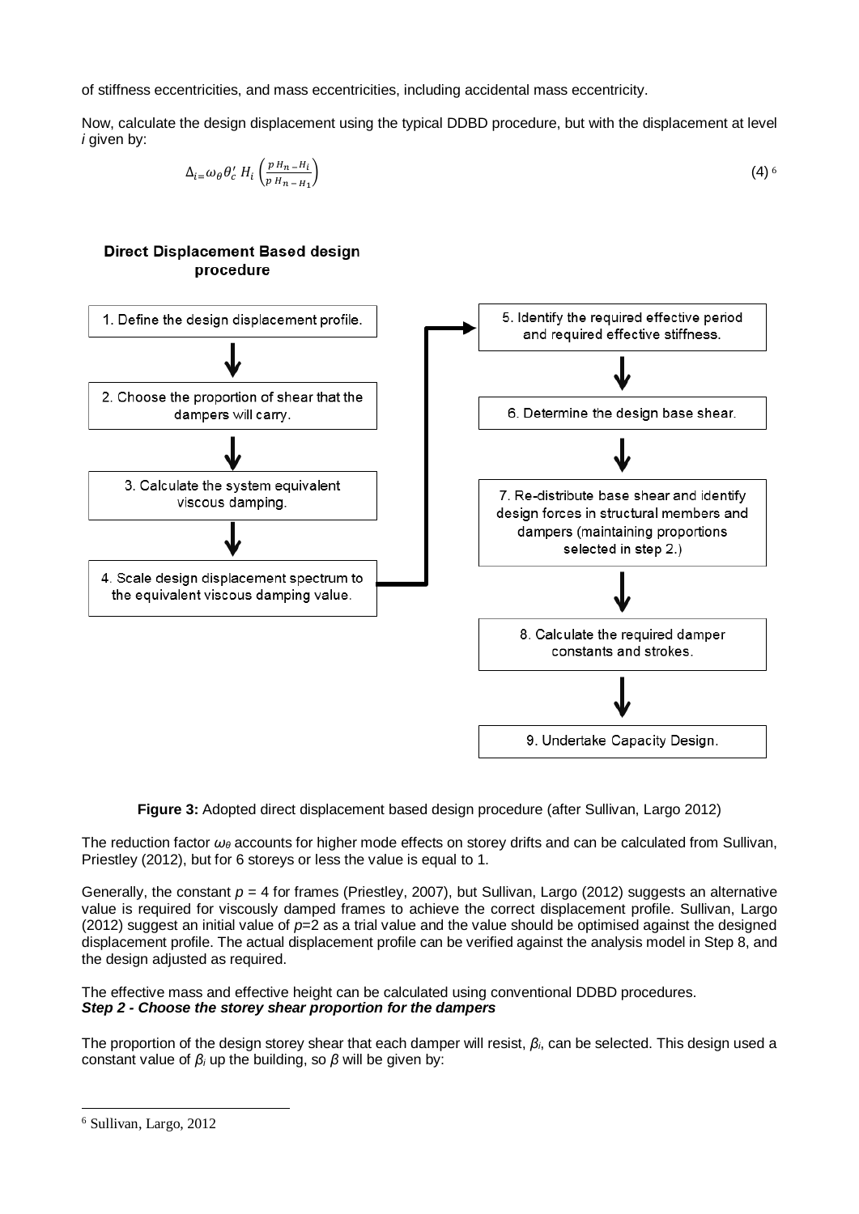of stiffness eccentricities, and mass eccentricities, including accidental mass eccentricity.

Now, calculate the design displacement using the typical DDBD procedure, but with the displacement at level *i* given by:

$$\Delta_i = \omega_\theta \theta_c' \, H_i \left( \frac{p\, H_n - H_i}{p\, H_n - H_1} \right) \tag{4}$$ [6]

**Direct Displacement Based design procedure**

1. Define the design displacement profile.
2. Choose the proportion of shear that the dampers will carry.
3. Calculate the system equivalent viscous damping.
4. Scale design displacement spectrum to the equivalent viscous damping value.
5. Identify the required effective period and required effective stiffness.
6. Determine the design base shear.
7. Re-distribute base shear and identify design forces in structural members and dampers (maintaining proportions selected in step 2.)
8. Calculate the required damper constants and strokes.
9. Undertake Capacity Design.

**Figure 3:** Adopted direct displacement based design procedure (after Sullivan, Largo 2012)

The reduction factor $\omega_\theta$ accounts for higher mode effects on storey drifts and can be calculated from Sullivan, Priestley (2012), but for 6 storeys or less the value is equal to 1.

Generally, the constant $p$ = 4 for frames (Priestley, 2007), but Sullivan, Largo (2012) suggests an alternative value is required for viscously damped frames to achieve the correct displacement profile. Sullivan, Largo (2012) suggest an initial value of $p$=2 as a trial value and the value should be optimised against the designed displacement profile. The actual displacement profile can be verified against the analysis model in Step 8, and the design adjusted as required.

The effective mass and effective height can be calculated using conventional DDBD procedures.

***Step 2 - Choose the storey shear proportion for the dampers***

The proportion of the design storey shear that each damper will resist, $\beta_i$, can be selected. This design used a constant value of $\beta_i$ up the building, so $\beta$ will be given by:

---

[6] Sullivan, Largo, 2012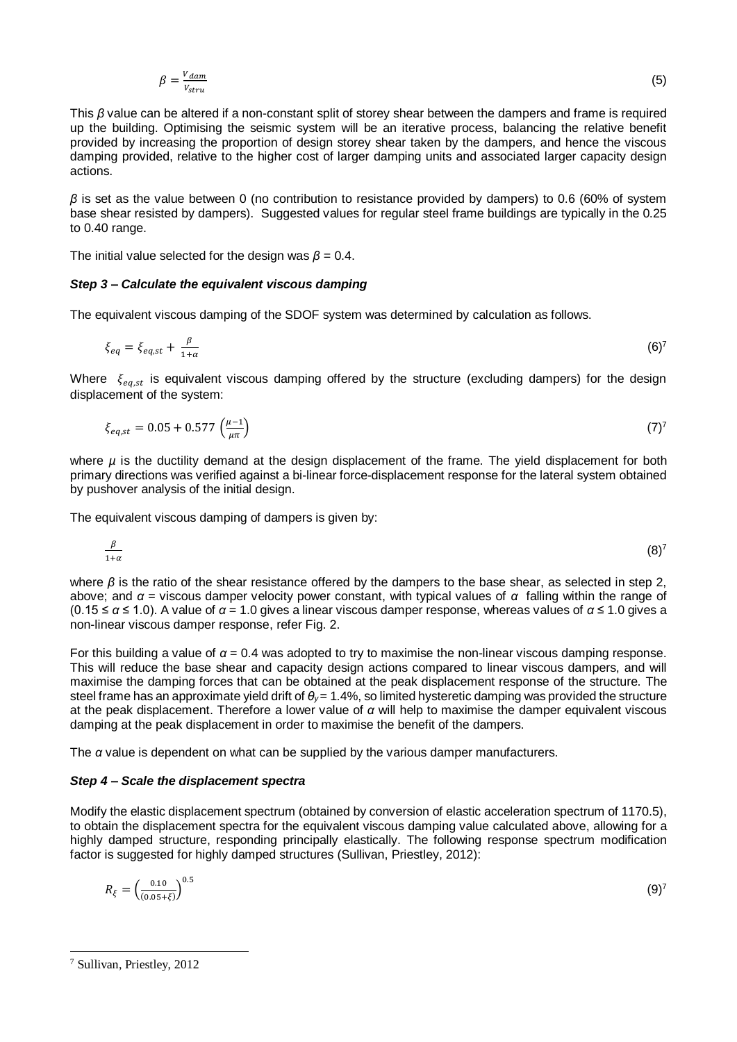$$\beta = \frac{V_{dam}}{V_{stru}} \quad (5)$$

This $\beta$ value can be altered if a non-constant split of storey shear between the dampers and frame is required up the building. Optimising the seismic system will be an iterative process, balancing the relative benefit provided by increasing the proportion of design storey shear taken by the dampers, and hence the viscous damping provided, relative to the higher cost of larger damping units and associated larger capacity design actions.

$\beta$ is set as the value between 0 (no contribution to resistance provided by dampers) to 0.6 (60% of system base shear resisted by dampers). Suggested values for regular steel frame buildings are typically in the 0.25 to 0.40 range.

The initial value selected for the design was $\beta = 0.4$.

***Step 3 – Calculate the equivalent viscous damping***

The equivalent viscous damping of the SDOF system was determined by calculation as follows.

$$\xi_{eq} = \xi_{eq,st} + \frac{\beta}{1+\alpha} \quad (6)^{7}$$

Where $\xi_{eq,st}$ is equivalent viscous damping offered by the structure (excluding dampers) for the design displacement of the system:

$$\xi_{eq,st} = 0.05 + 0.577\left(\frac{\mu-1}{\mu\pi}\right) \quad (7)^{7}$$

where $\mu$ is the ductility demand at the design displacement of the frame. The yield displacement for both primary directions was verified against a bi-linear force-displacement response for the lateral system obtained by pushover analysis of the initial design.

The equivalent viscous damping of dampers is given by:

$$\frac{\beta}{1+\alpha} \quad (8)^{7}$$

where $\beta$ is the ratio of the shear resistance offered by the dampers to the base shear, as selected in step 2, above; and $\alpha$ = viscous damper velocity power constant, with typical values of $\alpha$ falling within the range of $(0.15 \leq \alpha \leq 1.0)$. A value of $\alpha = 1.0$ gives a linear viscous damper response, whereas values of $\alpha \leq 1.0$ gives a non-linear viscous damper response, refer Fig. 2.

For this building a value of $\alpha = 0.4$ was adopted to try to maximise the non-linear viscous damping response. This will reduce the base shear and capacity design actions compared to linear viscous dampers, and will maximise the damping forces that can be obtained at the peak displacement response of the structure. The steel frame has an approximate yield drift of $\theta_y = 1.4\%$, so limited hysteretic damping was provided the structure at the peak displacement. Therefore a lower value of $\alpha$ will help to maximise the damper equivalent viscous damping at the peak displacement in order to maximise the benefit of the dampers.

The $\alpha$ value is dependent on what can be supplied by the various damper manufacturers.

***Step 4 – Scale the displacement spectra***

Modify the elastic displacement spectrum (obtained by conversion of elastic acceleration spectrum of 1170.5), to obtain the displacement spectra for the equivalent viscous damping value calculated above, allowing for a highly damped structure, responding principally elastically. The following response spectrum modification factor is suggested for highly damped structures (Sullivan, Priestley, 2012):

$$R_{\xi} = \left(\frac{0.10}{(0.05+\xi)}\right)^{0.5} \quad (9)^{7}$$

---

[7] Sullivan, Priestley, 2012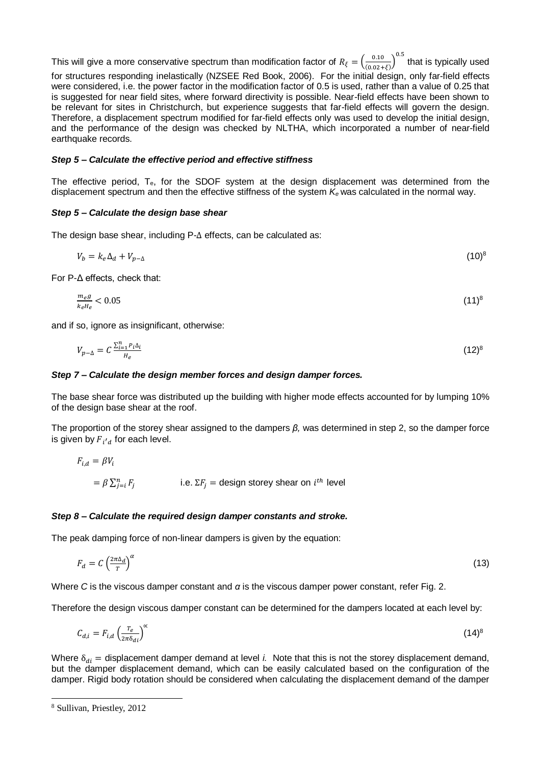This will give a more conservative spectrum than modification factor of $R_\xi = \left(\frac{0.10}{(0.02+\xi)}\right)^{0.5}$ that is typically used for structures responding inelastically (NZSEE Red Book, 2006). For the initial design, only far-field effects were considered, i.e. the power factor in the modification factor of 0.5 is used, rather than a value of 0.25 that is suggested for near field sites, where forward directivity is possible. Near-field effects have been shown to be relevant for sites in Christchurch, but experience suggests that far-field effects will govern the design. Therefore, a displacement spectrum modified for far-field effects only was used to develop the initial design, and the performance of the design was checked by NLTHA, which incorporated a number of near-field earthquake records.

***Step 5 – Calculate the effective period and effective stiffness***

The effective period, $T_e$, for the SDOF system at the design displacement was determined from the displacement spectrum and then the effective stiffness of the system $K_e$ was calculated in the normal way.

***Step 5 – Calculate the design base shear***

The design base shear, including P-Δ effects, can be calculated as:

$$V_b = k_e \Delta_d + V_{p-\Delta} \qquad (10)^8$$

For P-Δ effects, check that:

$$\frac{m_e g}{k_e H_e} < 0.05 \qquad (11)^8$$

and if so, ignore as insignificant, otherwise:

$$V_{p-\Delta} = C\,\frac{\sum_{i=1}^{n} P_i \Delta_i}{H_e} \qquad (12)^8$$

***Step 7 – Calculate the design member forces and design damper forces.***

The base shear force was distributed up the building with higher mode effects accounted for by lumping 10% of the design base shear at the roof.

The proportion of the storey shear assigned to the dampers *β,* was determined in step 2, so the damper force is given by $F_{i'd}$ for each level.

$$F_{i,d} = \beta V_i$$

$$= \beta \sum_{j=i}^{n} F_j \qquad \text{i.e. } \Sigma F_j = \text{design storey shear on } i^{th} \text{ level}$$

***Step 8 – Calculate the required design damper constants and stroke.***

The peak damping force of non-linear dampers is given by the equation:

$$F_d = C\left(\frac{2\pi\Delta_d}{T}\right)^{\alpha} \qquad (13)$$

Where *C* is the viscous damper constant and *α* is the viscous damper power constant, refer Fig. 2.

Therefore the design viscous damper constant can be determined for the dampers located at each level by:

$$C_{d,i} = F_{i,d}\left(\frac{T_e}{2\pi\delta_{di}}\right)^{\alpha} \qquad (14)^8$$

Where $\delta_{di}$ = displacement damper demand at level *i.* Note that this is not the storey displacement demand, but the damper displacement demand, which can be easily calculated based on the configuration of the damper. Rigid body rotation should be considered when calculating the displacement demand of the damper

---

[8] Sullivan, Priestley, 2012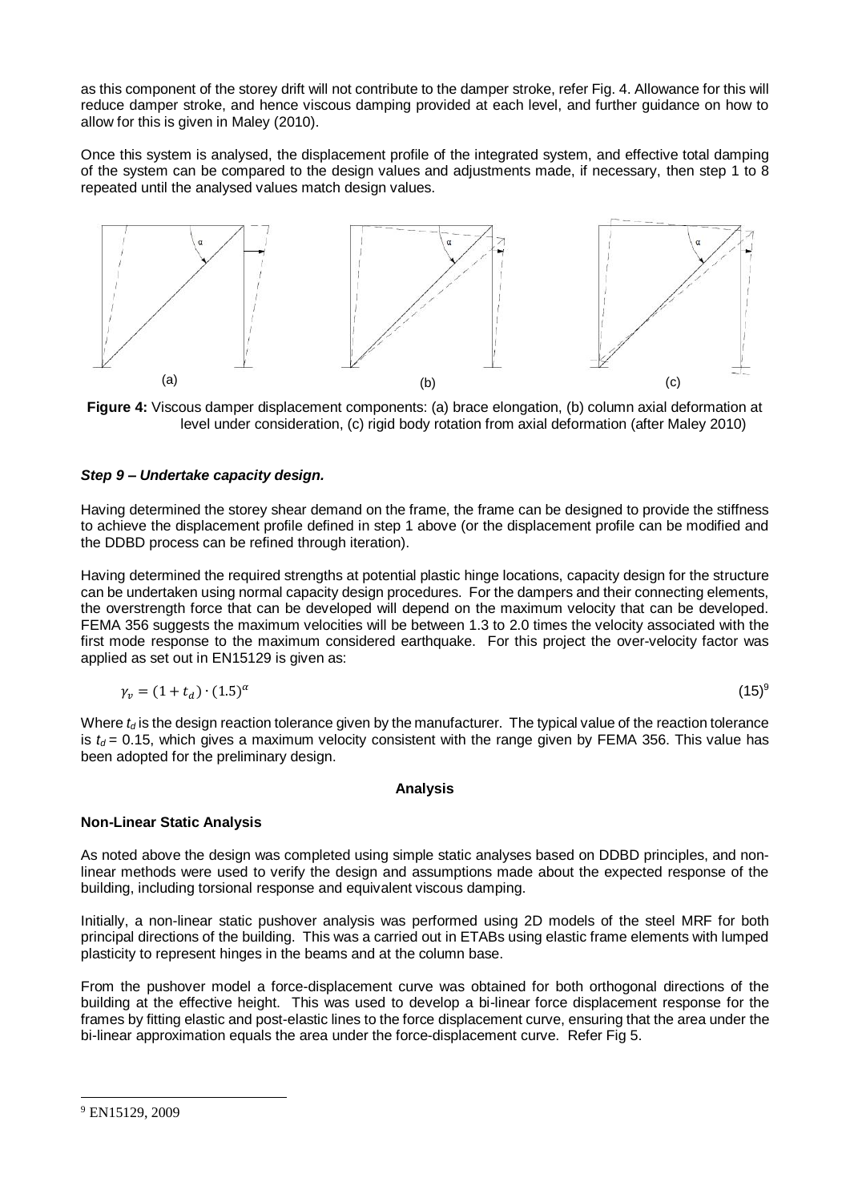as this component of the storey drift will not contribute to the damper stroke, refer Fig. 4. Allowance for this will reduce damper stroke, and hence viscous damping provided at each level, and further guidance on how to allow for this is given in Maley (2010).

Once this system is analysed, the displacement profile of the integrated system, and effective total damping of the system can be compared to the design values and adjustments made, if necessary, then step 1 to 8 repeated until the analysed values match design values.

**Figure 4:** Viscous damper displacement components: (a) brace elongation, (b) column axial deformation at level under consideration, (c) rigid body rotation from axial deformation (after Maley 2010)

***Step 9 – Undertake capacity design.***

Having determined the storey shear demand on the frame, the frame can be designed to provide the stiffness to achieve the displacement profile defined in step 1 above (or the displacement profile can be modified and the DDBD process can be refined through iteration).

Having determined the required strengths at potential plastic hinge locations, capacity design for the structure can be undertaken using normal capacity design procedures. For the dampers and their connecting elements, the overstrength force that can be developed will depend on the maximum velocity that can be developed. FEMA 356 suggests the maximum velocities will be between 1.3 to 2.0 times the velocity associated with the first mode response to the maximum considered earthquake. For this project the over-velocity factor was applied as set out in EN15129 is given as:

$$\gamma_v = (1 + t_d) \cdot (1.5)^\alpha \qquad (15)[9]$$

Where $t_d$ is the design reaction tolerance given by the manufacturer. The typical value of the reaction tolerance is $t_d = 0.15$, which gives a maximum velocity consistent with the range given by FEMA 356. This value has been adopted for the preliminary design.

## Analysis

### Non-Linear Static Analysis

As noted above the design was completed using simple static analyses based on DDBD principles, and non-linear methods were used to verify the design and assumptions made about the expected response of the building, including torsional response and equivalent viscous damping.

Initially, a non-linear static pushover analysis was performed using 2D models of the steel MRF for both principal directions of the building. This was a carried out in ETABs using elastic frame elements with lumped plasticity to represent hinges in the beams and at the column base.

From the pushover model a force-displacement curve was obtained for both orthogonal directions of the building at the effective height. This was used to develop a bi-linear force displacement response for the frames by fitting elastic and post-elastic lines to the force displacement curve, ensuring that the area under the bi-linear approximation equals the area under the force-displacement curve. Refer Fig 5.

[9] EN15129, 2009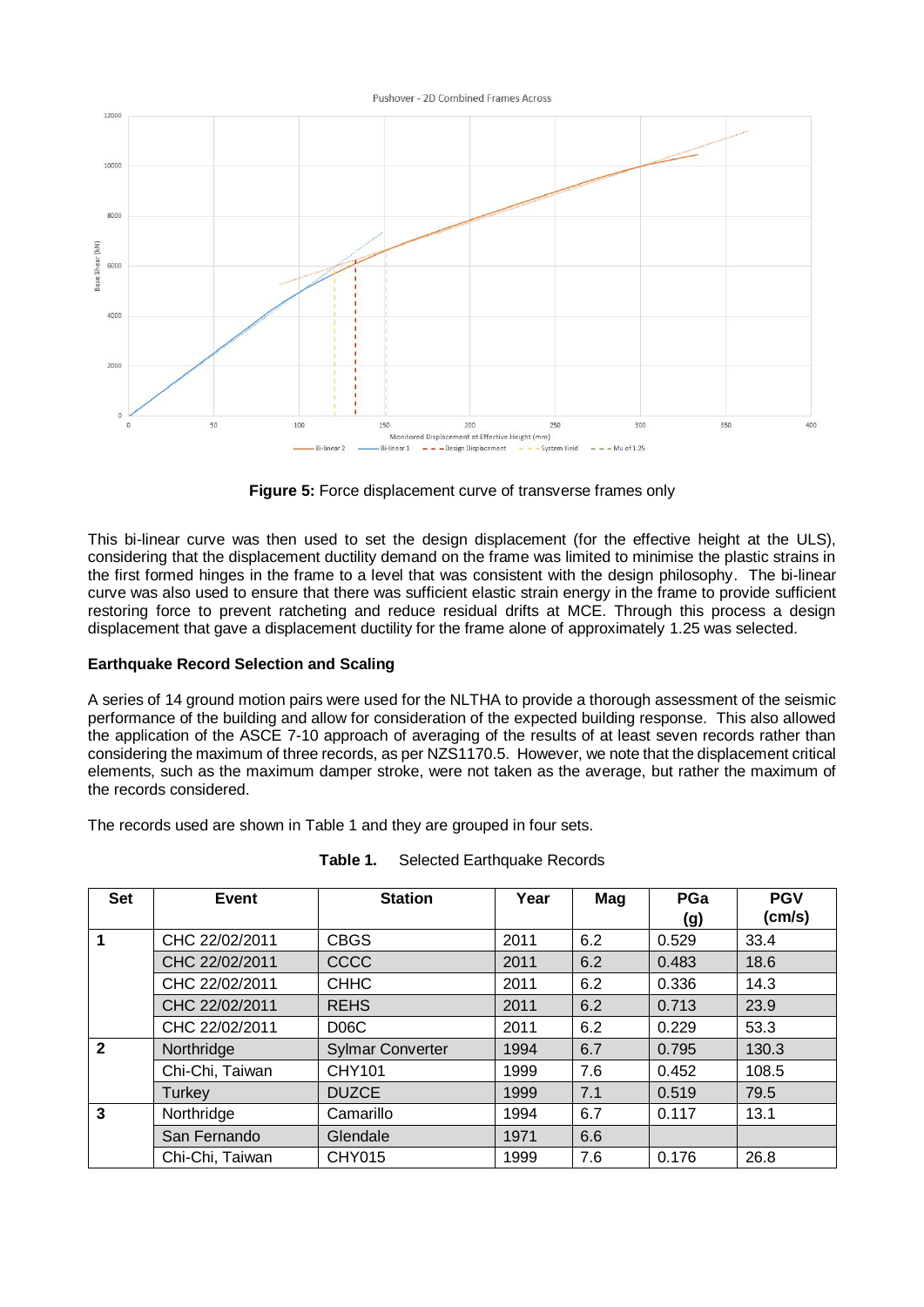**Figure 5:** Force displacement curve of transverse frames only

This bi-linear curve was then used to set the design displacement (for the effective height at the ULS), considering that the displacement ductility demand on the frame was limited to minimise the plastic strains in the first formed hinges in the frame to a level that was consistent with the design philosophy. The bi-linear curve was also used to ensure that there was sufficient elastic strain energy in the frame to provide sufficient restoring force to prevent ratcheting and reduce residual drifts at MCE. Through this process a design displacement that gave a displacement ductility for the frame alone of approximately 1.25 was selected.

### Earthquake Record Selection and Scaling

A series of 14 ground motion pairs were used for the NLTHA to provide a thorough assessment of the seismic performance of the building and allow for consideration of the expected building response. This also allowed the application of the ASCE 7-10 approach of averaging of the results of at least seven records rather than considering the maximum of three records, as per NZS1170.5. However, we note that the displacement critical elements, such as the maximum damper stroke, were not taken as the average, but rather the maximum of the records considered.

The records used are shown in Table 1 and they are grouped in four sets.

**Table 1.** Selected Earthquake Records

| Set | Event | Station | Year | Mag | PGa (g) | PGV (cm/s) |
|---|---|---|---|---|---|---|
| **1** | CHC 22/02/2011 | CBGS | 2011 | 6.2 | 0.529 | 33.4 |
| | CHC 22/02/2011 | CCCC | 2011 | 6.2 | 0.483 | 18.6 |
| | CHC 22/02/2011 | CHHC | 2011 | 6.2 | 0.336 | 14.3 |
| | CHC 22/02/2011 | REHS | 2011 | 6.2 | 0.713 | 23.9 |
| | CHC 22/02/2011 | D06C | 2011 | 6.2 | 0.229 | 53.3 |
| **2** | Northridge | Sylmar Converter | 1994 | 6.7 | 0.795 | 130.3 |
| | Chi-Chi, Taiwan | CHY101 | 1999 | 7.6 | 0.452 | 108.5 |
| | Turkey | DUZCE | 1999 | 7.1 | 0.519 | 79.5 |
| **3** | Northridge | Camarillo | 1994 | 6.7 | 0.117 | 13.1 |
| | San Fernando | Glendale | 1971 | 6.6 | | |
| | Chi-Chi, Taiwan | CHY015 | 1999 | 7.6 | 0.176 | 26.8 |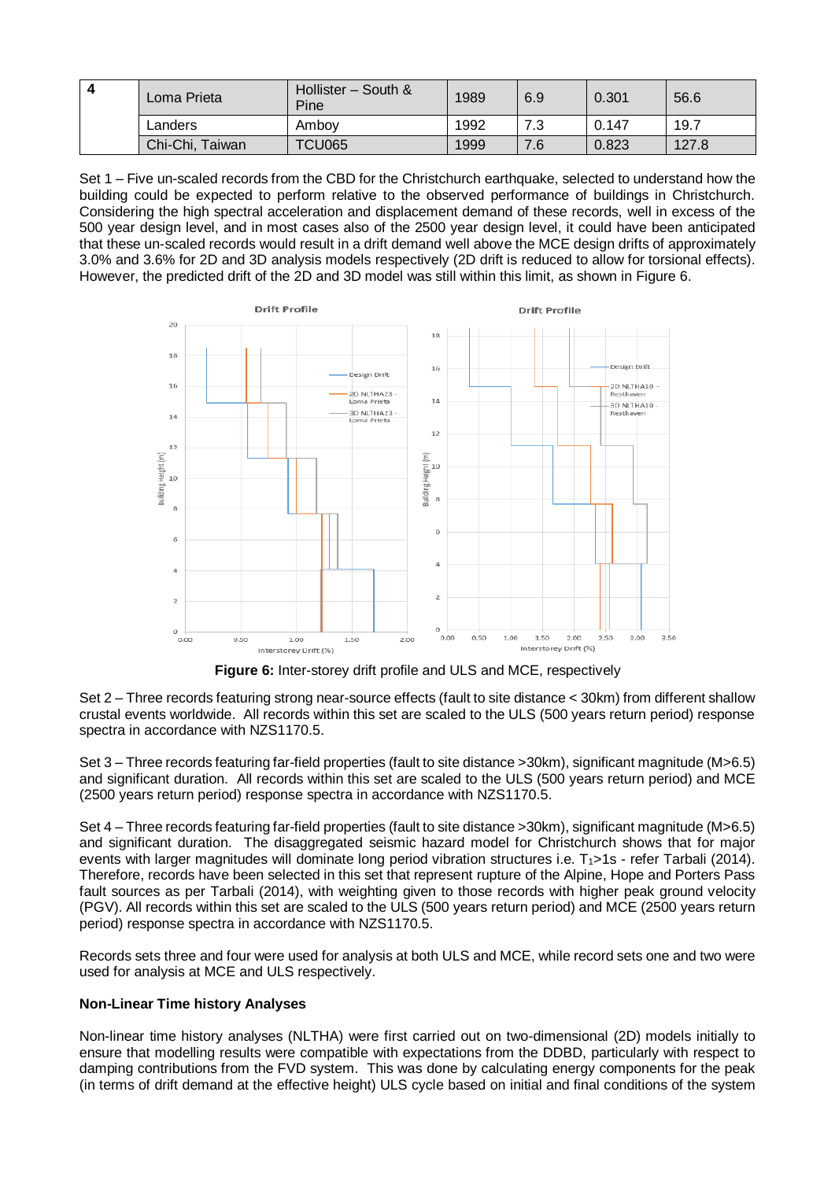| 4 | Loma Prieta | Hollister – South & Pine | 1989 | 6.9 | 0.301 | 56.6 |
|---|---|---|---|---|---|---|
| | Landers | Amboy | 1992 | 7.3 | 0.147 | 19.7 |
| | Chi-Chi, Taiwan | TCU065 | 1999 | 7.6 | 0.823 | 127.8 |

Set 1 – Five un-scaled records from the CBD for the Christchurch earthquake, selected to understand how the building could be expected to perform relative to the observed performance of buildings in Christchurch. Considering the high spectral acceleration and displacement demand of these records, well in excess of the 500 year design level, and in most cases also of the 2500 year design level, it could have been anticipated that these un-scaled records would result in a drift demand well above the MCE design drifts of approximately 3.0% and 3.6% for 2D and 3D analysis models respectively (2D drift is reduced to allow for torsional effects). However, the predicted drift of the 2D and 3D model was still within this limit, as shown in Figure 6.

**Figure 6:** Inter-storey drift profile and ULS and MCE, respectively

Set 2 – Three records featuring strong near-source effects (fault to site distance < 30km) from different shallow crustal events worldwide. All records within this set are scaled to the ULS (500 years return period) response spectra in accordance with NZS1170.5.

Set 3 – Three records featuring far-field properties (fault to site distance >30km), significant magnitude (M>6.5) and significant duration. All records within this set are scaled to the ULS (500 years return period) and MCE (2500 years return period) response spectra in accordance with NZS1170.5.

Set 4 – Three records featuring far-field properties (fault to site distance >30km), significant magnitude (M>6.5) and significant duration. The disaggregated seismic hazard model for Christchurch shows that for major events with larger magnitudes will dominate long period vibration structures i.e. $T_1$>1s - refer Tarbali (2014). Therefore, records have been selected in this set that represent rupture of the Alpine, Hope and Porters Pass fault sources as per Tarbali (2014), with weighting given to those records with higher peak ground velocity (PGV). All records within this set are scaled to the ULS (500 years return period) and MCE (2500 years return period) response spectra in accordance with NZS1170.5.

Records sets three and four were used for analysis at both ULS and MCE, while record sets one and two were used for analysis at MCE and ULS respectively.

**Non-Linear Time history Analyses**

Non-linear time history analyses (NLTHA) were first carried out on two-dimensional (2D) models initially to ensure that modelling results were compatible with expectations from the DDBD, particularly with respect to damping contributions from the FVD system. This was done by calculating energy components for the peak (in terms of drift demand at the effective height) ULS cycle based on initial and final conditions of the system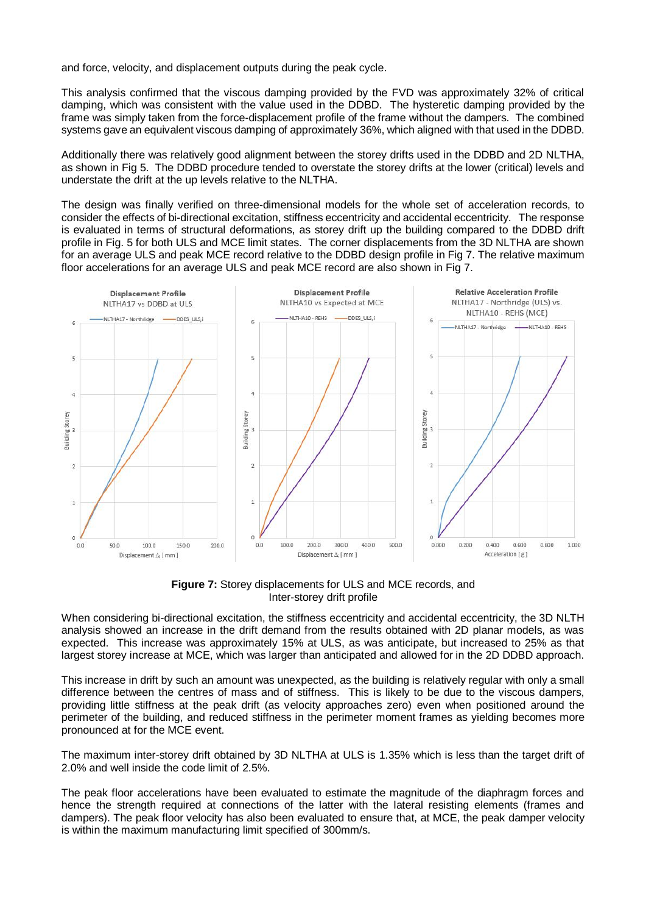and force, velocity, and displacement outputs during the peak cycle.

This analysis confirmed that the viscous damping provided by the FVD was approximately 32% of critical damping, which was consistent with the value used in the DDBD. The hysteretic damping provided by the frame was simply taken from the force-displacement profile of the frame without the dampers. The combined systems gave an equivalent viscous damping of approximately 36%, which aligned with that used in the DDBD.

Additionally there was relatively good alignment between the storey drifts used in the DDBD and 2D NLTHA, as shown in Fig 5. The DDBD procedure tended to overstate the storey drifts at the lower (critical) levels and understate the drift at the up levels relative to the NLTHA.

The design was finally verified on three-dimensional models for the whole set of acceleration records, to consider the effects of bi-directional excitation, stiffness eccentricity and accidental eccentricity. The response is evaluated in terms of structural deformations, as storey drift up the building compared to the DDBD drift profile in Fig. 5 for both ULS and MCE limit states. The corner displacements from the 3D NLTHA are shown for an average ULS and peak MCE record relative to the DDBD design profile in Fig 7. The relative maximum floor accelerations for an average ULS and peak MCE record are also shown in Fig 7.

**Figure 7:** Storey displacements for ULS and MCE records, and Inter-storey drift profile

When considering bi-directional excitation, the stiffness eccentricity and accidental eccentricity, the 3D NLTH analysis showed an increase in the drift demand from the results obtained with 2D planar models, as was expected. This increase was approximately 15% at ULS, as was anticipate, but increased to 25% as that largest storey increase at MCE, which was larger than anticipated and allowed for in the 2D DDBD approach.

This increase in drift by such an amount was unexpected, as the building is relatively regular with only a small difference between the centres of mass and of stiffness. This is likely to be due to the viscous dampers, providing little stiffness at the peak drift (as velocity approaches zero) even when positioned around the perimeter of the building, and reduced stiffness in the perimeter moment frames as yielding becomes more pronounced at for the MCE event.

The maximum inter-storey drift obtained by 3D NLTHA at ULS is 1.35% which is less than the target drift of 2.0% and well inside the code limit of 2.5%.

The peak floor accelerations have been evaluated to estimate the magnitude of the diaphragm forces and hence the strength required at connections of the latter with the lateral resisting elements (frames and dampers). The peak floor velocity has also been evaluated to ensure that, at MCE, the peak damper velocity is within the maximum manufacturing limit specified of 300mm/s.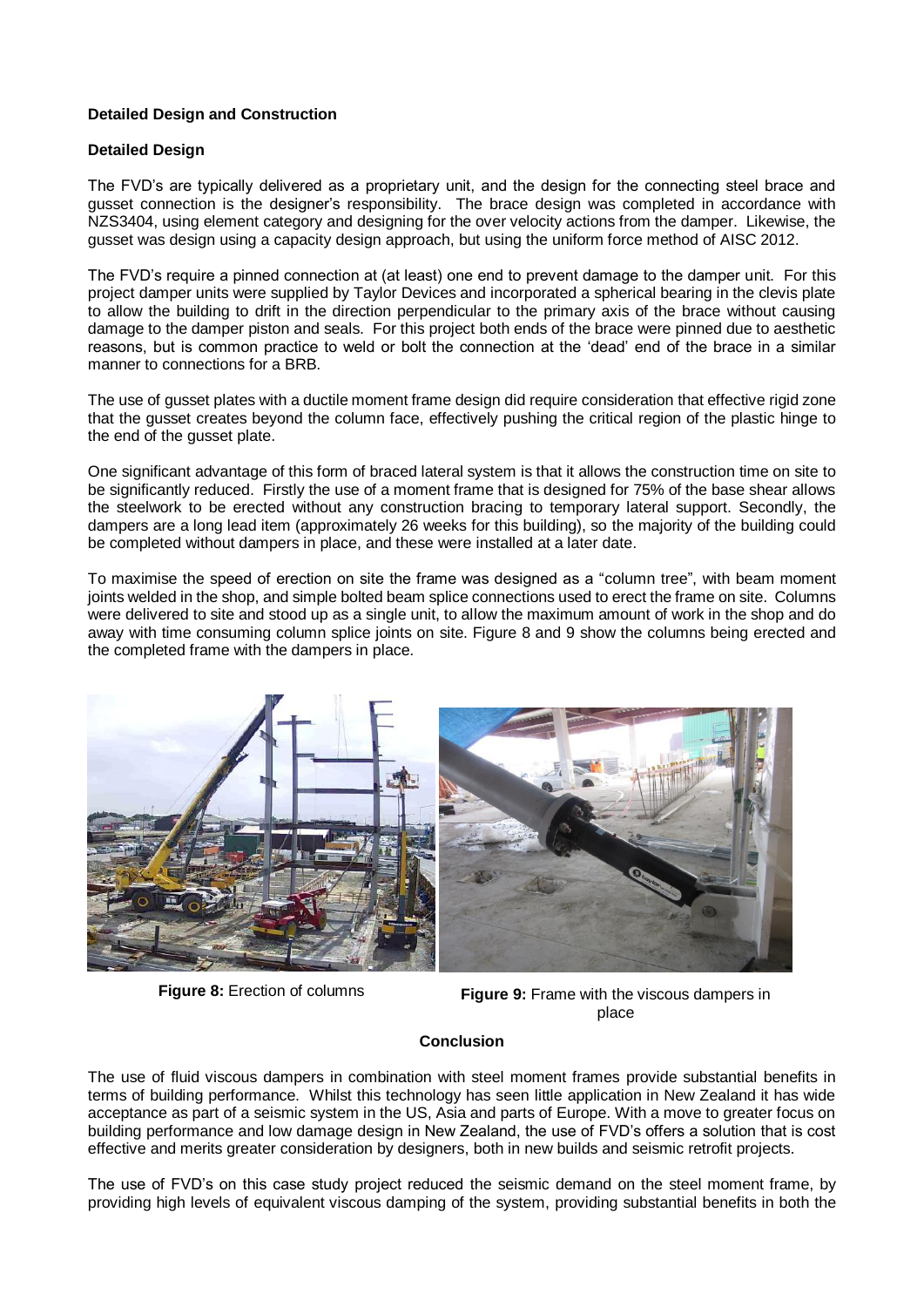**Detailed Design and Construction**

**Detailed Design**

The FVD's are typically delivered as a proprietary unit, and the design for the connecting steel brace and gusset connection is the designer's responsibility. The brace design was completed in accordance with NZS3404, using element category and designing for the over velocity actions from the damper. Likewise, the gusset was design using a capacity design approach, but using the uniform force method of AISC 2012.

The FVD's require a pinned connection at (at least) one end to prevent damage to the damper unit. For this project damper units were supplied by Taylor Devices and incorporated a spherical bearing in the clevis plate to allow the building to drift in the direction perpendicular to the primary axis of the brace without causing damage to the damper piston and seals. For this project both ends of the brace were pinned due to aesthetic reasons, but is common practice to weld or bolt the connection at the 'dead' end of the brace in a similar manner to connections for a BRB.

The use of gusset plates with a ductile moment frame design did require consideration that effective rigid zone that the gusset creates beyond the column face, effectively pushing the critical region of the plastic hinge to the end of the gusset plate.

One significant advantage of this form of braced lateral system is that it allows the construction time on site to be significantly reduced. Firstly the use of a moment frame that is designed for 75% of the base shear allows the steelwork to be erected without any construction bracing to temporary lateral support. Secondly, the dampers are a long lead item (approximately 26 weeks for this building), so the majority of the building could be completed without dampers in place, and these were installed at a later date.

To maximise the speed of erection on site the frame was designed as a "column tree", with beam moment joints welded in the shop, and simple bolted beam splice connections used to erect the frame on site. Columns were delivered to site and stood up as a single unit, to allow the maximum amount of work in the shop and do away with time consuming column splice joints on site. Figure 8 and 9 show the columns being erected and the completed frame with the dampers in place.

**Figure 8:** Erection of columns

**Figure 9:** Frame with the viscous dampers in place

**Conclusion**

The use of fluid viscous dampers in combination with steel moment frames provide substantial benefits in terms of building performance. Whilst this technology has seen little application in New Zealand it has wide acceptance as part of a seismic system in the US, Asia and parts of Europe. With a move to greater focus on building performance and low damage design in New Zealand, the use of FVD's offers a solution that is cost effective and merits greater consideration by designers, both in new builds and seismic retrofit projects.

The use of FVD's on this case study project reduced the seismic demand on the steel moment frame, by providing high levels of equivalent viscous damping of the system, providing substantial benefits in both the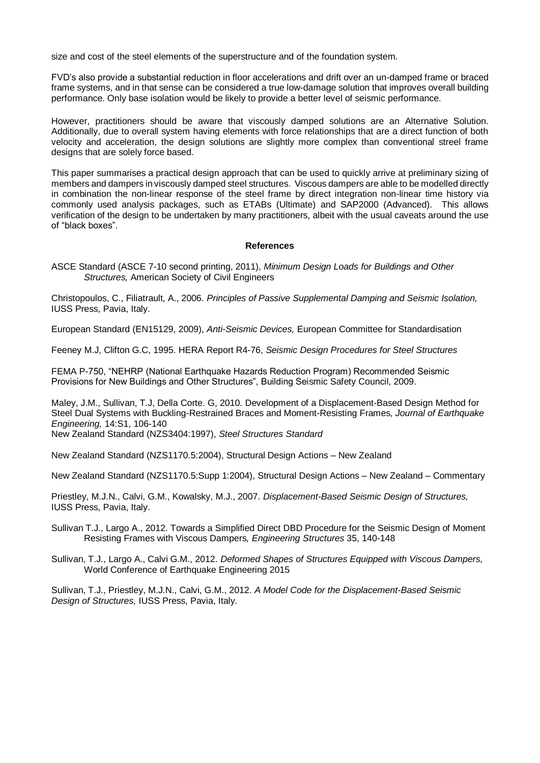size and cost of the steel elements of the superstructure and of the foundation system.

FVD's also provide a substantial reduction in floor accelerations and drift over an un-damped frame or braced frame systems, and in that sense can be considered a true low-damage solution that improves overall building performance. Only base isolation would be likely to provide a better level of seismic performance.

However, practitioners should be aware that viscously damped solutions are an Alternative Solution. Additionally, due to overall system having elements with force relationships that are a direct function of both velocity and acceleration, the design solutions are slightly more complex than conventional streel frame designs that are solely force based.

This paper summarises a practical design approach that can be used to quickly arrive at preliminary sizing of members and dampers in viscously damped steel structures. Viscous dampers are able to be modelled directly in combination the non-linear response of the steel frame by direct integration non-linear time history via commonly used analysis packages, such as ETABs (Ultimate) and SAP2000 (Advanced). This allows verification of the design to be undertaken by many practitioners, albeit with the usual caveats around the use of "black boxes".

## References

ASCE Standard (ASCE 7-10 second printing, 2011), *Minimum Design Loads for Buildings and Other Structures,* American Society of Civil Engineers

Christopoulos, C., Filiatrault, A., 2006. *Principles of Passive Supplemental Damping and Seismic Isolation,* IUSS Press, Pavia, Italy.

European Standard (EN15129, 2009), *Anti-Seismic Devices,* European Committee for Standardisation

Feeney M.J, Clifton G.C, 1995. HERA Report R4-76, *Seismic Design Procedures for Steel Structures*

FEMA P-750, "NEHRP (National Earthquake Hazards Reduction Program) Recommended Seismic Provisions for New Buildings and Other Structures", Building Seismic Safety Council, 2009.

Maley, J.M., Sullivan, T.J, Della Corte. G, 2010. Development of a Displacement-Based Design Method for Steel Dual Systems with Buckling-Restrained Braces and Moment-Resisting Frames*, Journal of Earthquake Engineering,* 14:S1, 106-140

New Zealand Standard (NZS3404:1997), *Steel Structures Standard*

New Zealand Standard (NZS1170.5:2004), Structural Design Actions – New Zealand

New Zealand Standard (NZS1170.5:Supp 1:2004), Structural Design Actions – New Zealand – Commentary

Priestley, M.J.N., Calvi, G.M., Kowalsky, M.J., 2007. *Displacement-Based Seismic Design of Structures,* IUSS Press, Pavia, Italy.

Sullivan T.J., Largo A., 2012. Towards a Simplified Direct DBD Procedure for the Seismic Design of Moment Resisting Frames with Viscous Dampers*, Engineering Structures* 35, 140-148

Sullivan, T.J., Largo A., Calvi G.M., 2012. *Deformed Shapes of Structures Equipped with Viscous Dampers,* World Conference of Earthquake Engineering 2015

Sullivan, T.J., Priestley, M.J.N., Calvi, G.M., 2012. *A Model Code for the Displacement-Based Seismic Design of Structures,* IUSS Press, Pavia, Italy.